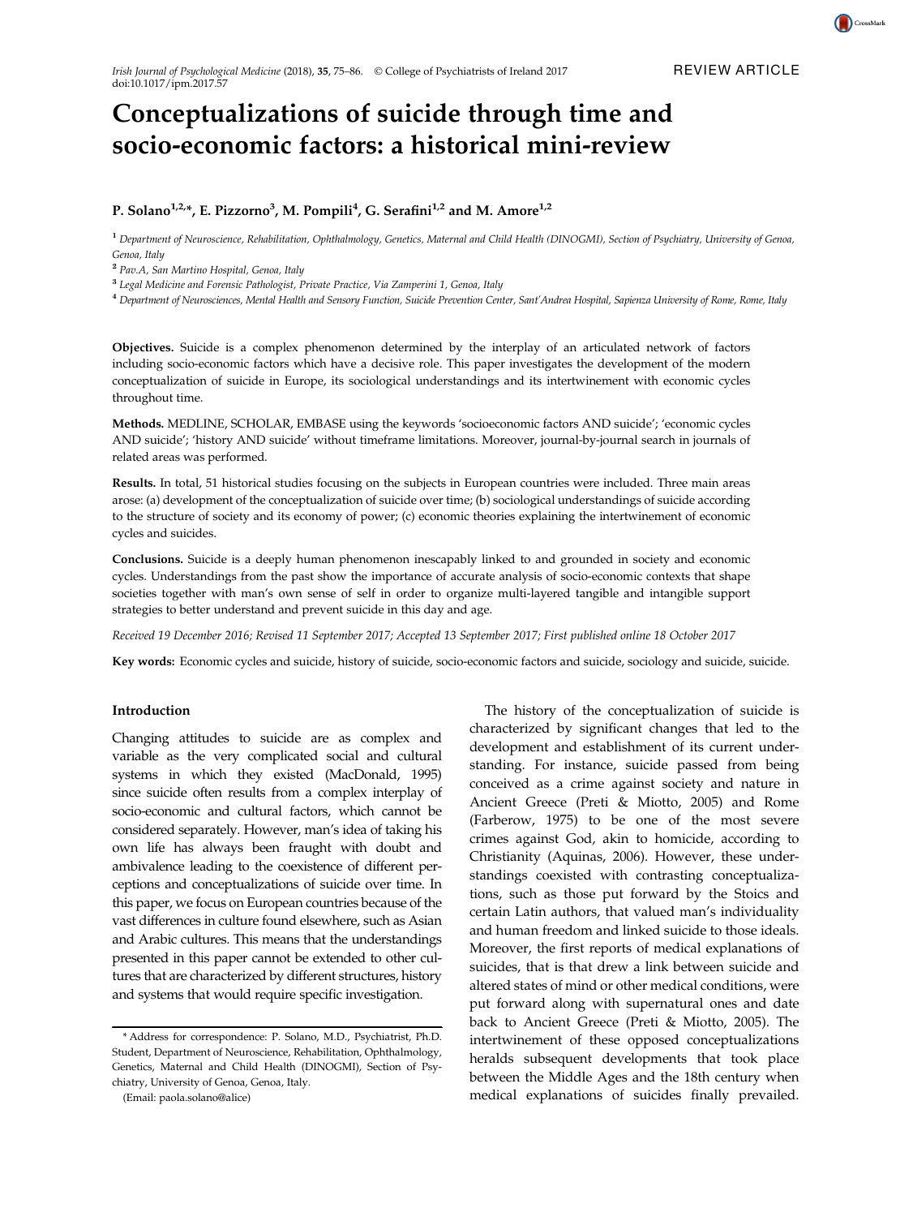REVIEW ARTICLE

# Conceptualizations of suicide through time and socio-economic factors: a historical mini-review

**P. Solano[1,2,*], E. Pizzorno[3], M. Pompili[4], G. Serafini[1,2] and M. Amore[1,2]**

[1] *Department of Neuroscience, Rehabilitation, Ophthalmology, Genetics, Maternal and Child Health (DINOGMI), Section of Psychiatry, University of Genoa, Genoa, Italy*

[2] *Pav.A, San Martino Hospital, Genoa, Italy*

[3] *Legal Medicine and Forensic Pathologist, Private Practice, Via Zamperini 1, Genoa, Italy*

[4] *Department of Neurosciences, Mental Health and Sensory Function, Suicide Prevention Center, Sant'Andrea Hospital, Sapienza University of Rome, Rome, Italy*

**Objectives.** Suicide is a complex phenomenon determined by the interplay of an articulated network of factors including socio-economic factors which have a decisive role. This paper investigates the development of the modern conceptualization of suicide in Europe, its sociological understandings and its intertwinement with economic cycles throughout time.

**Methods.** MEDLINE, SCHOLAR, EMBASE using the keywords 'socioeconomic factors AND suicide'; 'economic cycles AND suicide'; 'history AND suicide' without timeframe limitations. Moreover, journal-by-journal search in journals of related areas was performed.

**Results.** In total, 51 historical studies focusing on the subjects in European countries were included. Three main areas arose: (a) development of the conceptualization of suicide over time; (b) sociological understandings of suicide according to the structure of society and its economy of power; (c) economic theories explaining the intertwinement of economic cycles and suicides.

**Conclusions.** Suicide is a deeply human phenomenon inescapably linked to and grounded in society and economic cycles. Understandings from the past show the importance of accurate analysis of socio-economic contexts that shape societies together with man's own sense of self in order to organize multi-layered tangible and intangible support strategies to better understand and prevent suicide in this day and age.

*Received 19 December 2016; Revised 11 September 2017; Accepted 13 September 2017; First published online 18 October 2017*

**Key words:** Economic cycles and suicide, history of suicide, socio-economic factors and suicide, sociology and suicide, suicide.

## Introduction

Changing attitudes to suicide are as complex and variable as the very complicated social and cultural systems in which they existed (MacDonald, 1995) since suicide often results from a complex interplay of socio-economic and cultural factors, which cannot be considered separately. However, man's idea of taking his own life has always been fraught with doubt and ambivalence leading to the coexistence of different perceptions and conceptualizations of suicide over time. In this paper, we focus on European countries because of the vast differences in culture found elsewhere, such as Asian and Arabic cultures. This means that the understandings presented in this paper cannot be extended to other cultures that are characterized by different structures, history and systems that would require specific investigation.

The history of the conceptualization of suicide is characterized by significant changes that led to the development and establishment of its current understanding. For instance, suicide passed from being conceived as a crime against society and nature in Ancient Greece (Preti & Miotto, 2005) and Rome (Farberow, 1975) to be one of the most severe crimes against God, akin to homicide, according to Christianity (Aquinas, 2006). However, these understandings coexisted with contrasting conceptualizations, such as those put forward by the Stoics and certain Latin authors, that valued man's individuality and human freedom and linked suicide to those ideals. Moreover, the first reports of medical explanations of suicides, that is that drew a link between suicide and altered states of mind or other medical conditions, were put forward along with supernatural ones and date back to Ancient Greece (Preti & Miotto, 2005). The intertwinement of these opposed conceptualizations heralds subsequent developments that took place between the Middle Ages and the 18th century when medical explanations of suicides finally prevailed.

\* Address for correspondence: P. Solano, M.D., Psychiatrist, Ph.D. Student, Department of Neuroscience, Rehabilitation, Ophthalmology, Genetics, Maternal and Child Health (DINOGMI), Section of Psychiatry, University of Genoa, Genoa, Italy.

(Email: paola.solano@alice)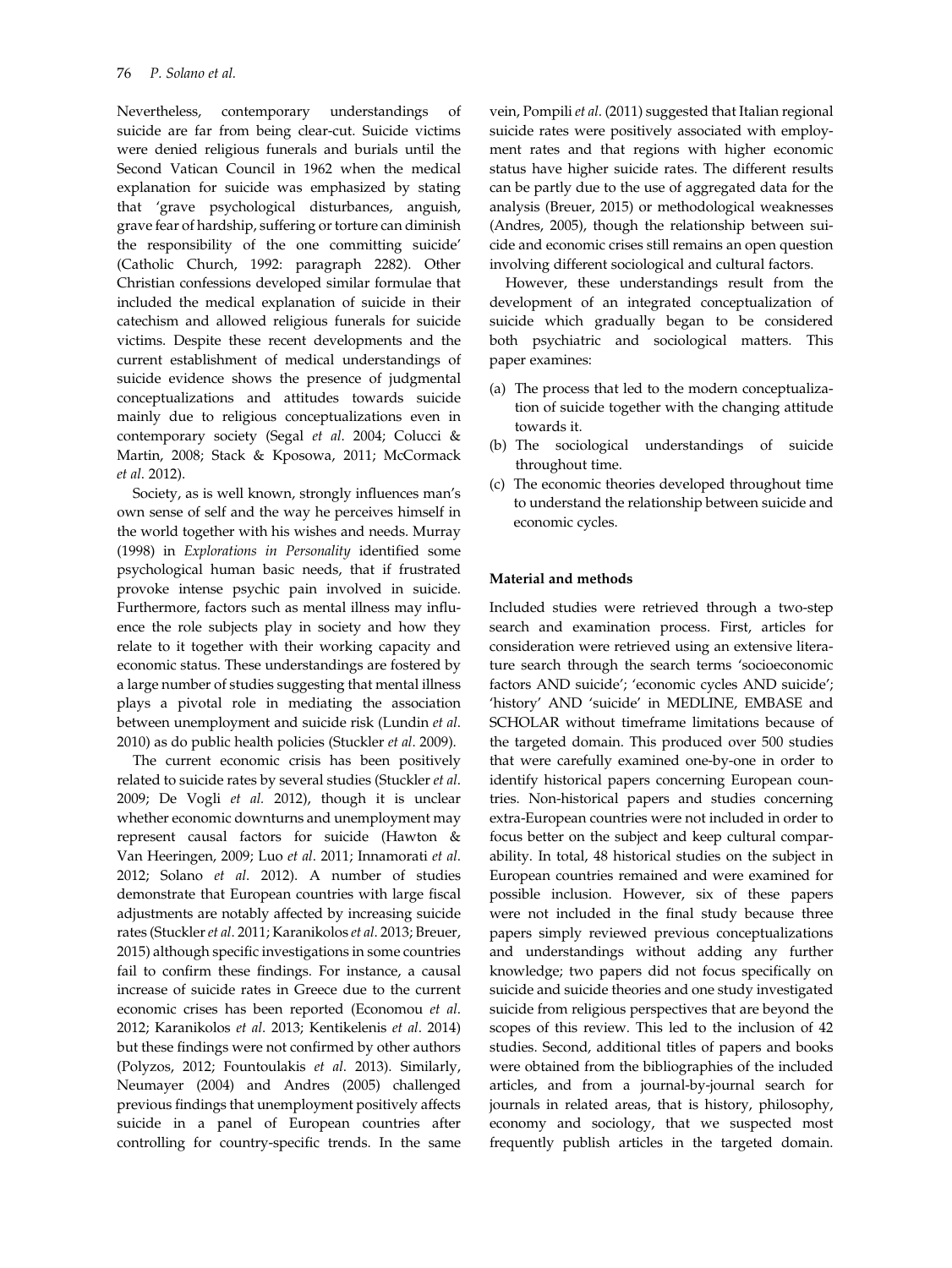Nevertheless, contemporary understandings of suicide are far from being clear-cut. Suicide victims were denied religious funerals and burials until the Second Vatican Council in 1962 when the medical explanation for suicide was emphasized by stating that 'grave psychological disturbances, anguish, grave fear of hardship, suffering or torture can diminish the responsibility of the one committing suicide' (Catholic Church, 1992: paragraph 2282). Other Christian confessions developed similar formulae that included the medical explanation of suicide in their catechism and allowed religious funerals for suicide victims. Despite these recent developments and the current establishment of medical understandings of suicide evidence shows the presence of judgmental conceptualizations and attitudes towards suicide mainly due to religious conceptualizations even in contemporary society (Segal *et al.* 2004; Colucci & Martin, 2008; Stack & Kposowa, 2011; McCormack *et al.* 2012).

Society, as is well known, strongly influences man's own sense of self and the way he perceives himself in the world together with his wishes and needs. Murray (1998) in *Explorations in Personality* identified some psychological human basic needs, that if frustrated provoke intense psychic pain involved in suicide. Furthermore, factors such as mental illness may influence the role subjects play in society and how they relate to it together with their working capacity and economic status. These understandings are fostered by a large number of studies suggesting that mental illness plays a pivotal role in mediating the association between unemployment and suicide risk (Lundin *et al.* 2010) as do public health policies (Stuckler *et al.* 2009).

The current economic crisis has been positively related to suicide rates by several studies (Stuckler *et al.* 2009; De Vogli *et al.* 2012), though it is unclear whether economic downturns and unemployment may represent causal factors for suicide (Hawton & Van Heeringen, 2009; Luo *et al.* 2011; Innamorati *et al.* 2012; Solano *et al.* 2012). A number of studies demonstrate that European countries with large fiscal adjustments are notably affected by increasing suicide rates (Stuckler *et al.* 2011; Karanikolos *et al.* 2013; Breuer, 2015) although specific investigations in some countries fail to confirm these findings. For instance, a causal increase of suicide rates in Greece due to the current economic crises has been reported (Economou *et al.* 2012; Karanikolos *et al.* 2013; Kentikelenis *et al.* 2014) but these findings were not confirmed by other authors (Polyzos, 2012; Fountoulakis *et al.* 2013). Similarly, Neumayer (2004) and Andres (2005) challenged previous findings that unemployment positively affects suicide in a panel of European countries after controlling for country-specific trends. In the same vein, Pompili *et al.* (2011) suggested that Italian regional suicide rates were positively associated with employment rates and that regions with higher economic status have higher suicide rates. The different results can be partly due to the use of aggregated data for the analysis (Breuer, 2015) or methodological weaknesses (Andres, 2005), though the relationship between suicide and economic crises still remains an open question involving different sociological and cultural factors.

However, these understandings result from the development of an integrated conceptualization of suicide which gradually began to be considered both psychiatric and sociological matters. This paper examines:

(a) The process that led to the modern conceptualization of suicide together with the changing attitude towards it.
(b) The sociological understandings of suicide throughout time.
(c) The economic theories developed throughout time to understand the relationship between suicide and economic cycles.

## Material and methods

Included studies were retrieved through a two-step search and examination process. First, articles for consideration were retrieved using an extensive literature search through the search terms 'socioeconomic factors AND suicide'; 'economic cycles AND suicide'; 'history' AND 'suicide' in MEDLINE, EMBASE and SCHOLAR without timeframe limitations because of the targeted domain. This produced over 500 studies that were carefully examined one-by-one in order to identify historical papers concerning European countries. Non-historical papers and studies concerning extra-European countries were not included in order to focus better on the subject and keep cultural comparability. In total, 48 historical studies on the subject in European countries remained and were examined for possible inclusion. However, six of these papers were not included in the final study because three papers simply reviewed previous conceptualizations and understandings without adding any further knowledge; two papers did not focus specifically on suicide and suicide theories and one study investigated suicide from religious perspectives that are beyond the scopes of this review. This led to the inclusion of 42 studies. Second, additional titles of papers and books were obtained from the bibliographies of the included articles, and from a journal-by-journal search for journals in related areas, that is history, philosophy, economy and sociology, that we suspected most frequently publish articles in the targeted domain.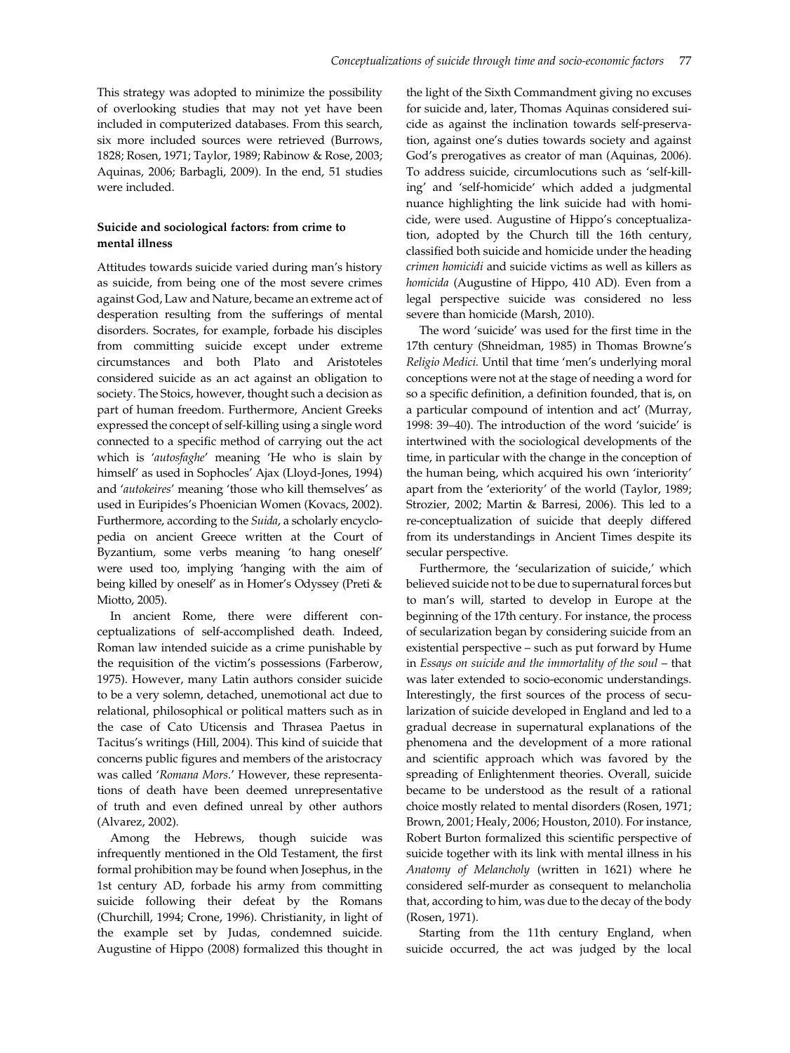This strategy was adopted to minimize the possibility of overlooking studies that may not yet have been included in computerized databases. From this search, six more included sources were retrieved (Burrows, 1828; Rosen, 1971; Taylor, 1989; Rabinow & Rose, 2003; Aquinas, 2006; Barbagli, 2009). In the end, 51 studies were included.

### Suicide and sociological factors: from crime to mental illness

Attitudes towards suicide varied during man's history as suicide, from being one of the most severe crimes against God, Law and Nature, became an extreme act of desperation resulting from the sufferings of mental disorders. Socrates, for example, forbade his disciples from committing suicide except under extreme circumstances and both Plato and Aristoteles considered suicide as an act against an obligation to society. The Stoics, however, thought such a decision as part of human freedom. Furthermore, Ancient Greeks expressed the concept of self-killing using a single word connected to a specific method of carrying out the act which is '*autosfaghe*' meaning 'He who is slain by himself' as used in Sophocles' Ajax (Lloyd-Jones, 1994) and '*autokeires*' meaning 'those who kill themselves' as used in Euripides's Phoenician Women (Kovacs, 2002). Furthermore, according to the *Suida*, a scholarly encyclopedia on ancient Greece written at the Court of Byzantium, some verbs meaning 'to hang oneself' were used too, implying 'hanging with the aim of being killed by oneself' as in Homer's Odyssey (Preti & Miotto, 2005).

In ancient Rome, there were different conceptualizations of self-accomplished death. Indeed, Roman law intended suicide as a crime punishable by the requisition of the victim's possessions (Farberow, 1975). However, many Latin authors consider suicide to be a very solemn, detached, unemotional act due to relational, philosophical or political matters such as in the case of Cato Uticensis and Thrasea Paetus in Tacitus's writings (Hill, 2004). This kind of suicide that concerns public figures and members of the aristocracy was called '*Romana Mors*.' However, these representations of death have been deemed unrepresentative of truth and even defined unreal by other authors (Alvarez, 2002).

Among the Hebrews, though suicide was infrequently mentioned in the Old Testament, the first formal prohibition may be found when Josephus, in the 1st century AD, forbade his army from committing suicide following their defeat by the Romans (Churchill, 1994; Crone, 1996). Christianity, in light of the example set by Judas, condemned suicide. Augustine of Hippo (2008) formalized this thought in the light of the Sixth Commandment giving no excuses for suicide and, later, Thomas Aquinas considered suicide as against the inclination towards self-preservation, against one's duties towards society and against God's prerogatives as creator of man (Aquinas, 2006). To address suicide, circumlocutions such as 'self-killing' and 'self-homicide' which added a judgmental nuance highlighting the link suicide had with homicide, were used. Augustine of Hippo's conceptualization, adopted by the Church till the 16th century, classified both suicide and homicide under the heading *crimen homicidi* and suicide victims as well as killers as *homicida* (Augustine of Hippo, 410 AD). Even from a legal perspective suicide was considered no less severe than homicide (Marsh, 2010).

The word 'suicide' was used for the first time in the 17th century (Shneidman, 1985) in Thomas Browne's *Religio Medici.* Until that time 'men's underlying moral conceptions were not at the stage of needing a word for so a specific definition, a definition founded, that is, on a particular compound of intention and act' (Murray, 1998: 39–40). The introduction of the word 'suicide' is intertwined with the sociological developments of the time, in particular with the change in the conception of the human being, which acquired his own 'interiority' apart from the 'exteriority' of the world (Taylor, 1989; Strozier, 2002; Martin & Barresi, 2006). This led to a re-conceptualization of suicide that deeply differed from its understandings in Ancient Times despite its secular perspective.

Furthermore, the 'secularization of suicide,' which believed suicide not to be due to supernatural forces but to man's will, started to develop in Europe at the beginning of the 17th century. For instance, the process of secularization began by considering suicide from an existential perspective – such as put forward by Hume in *Essays on suicide and the immortality of the soul* – that was later extended to socio-economic understandings. Interestingly, the first sources of the process of secularization of suicide developed in England and led to a gradual decrease in supernatural explanations of the phenomena and the development of a more rational and scientific approach which was favored by the spreading of Enlightenment theories. Overall, suicide became to be understood as the result of a rational choice mostly related to mental disorders (Rosen, 1971; Brown, 2001; Healy, 2006; Houston, 2010). For instance, Robert Burton formalized this scientific perspective of suicide together with its link with mental illness in his *Anatomy of Melancholy* (written in 1621) where he considered self-murder as consequent to melancholia that, according to him, was due to the decay of the body (Rosen, 1971).

Starting from the 11th century England, when suicide occurred, the act was judged by the local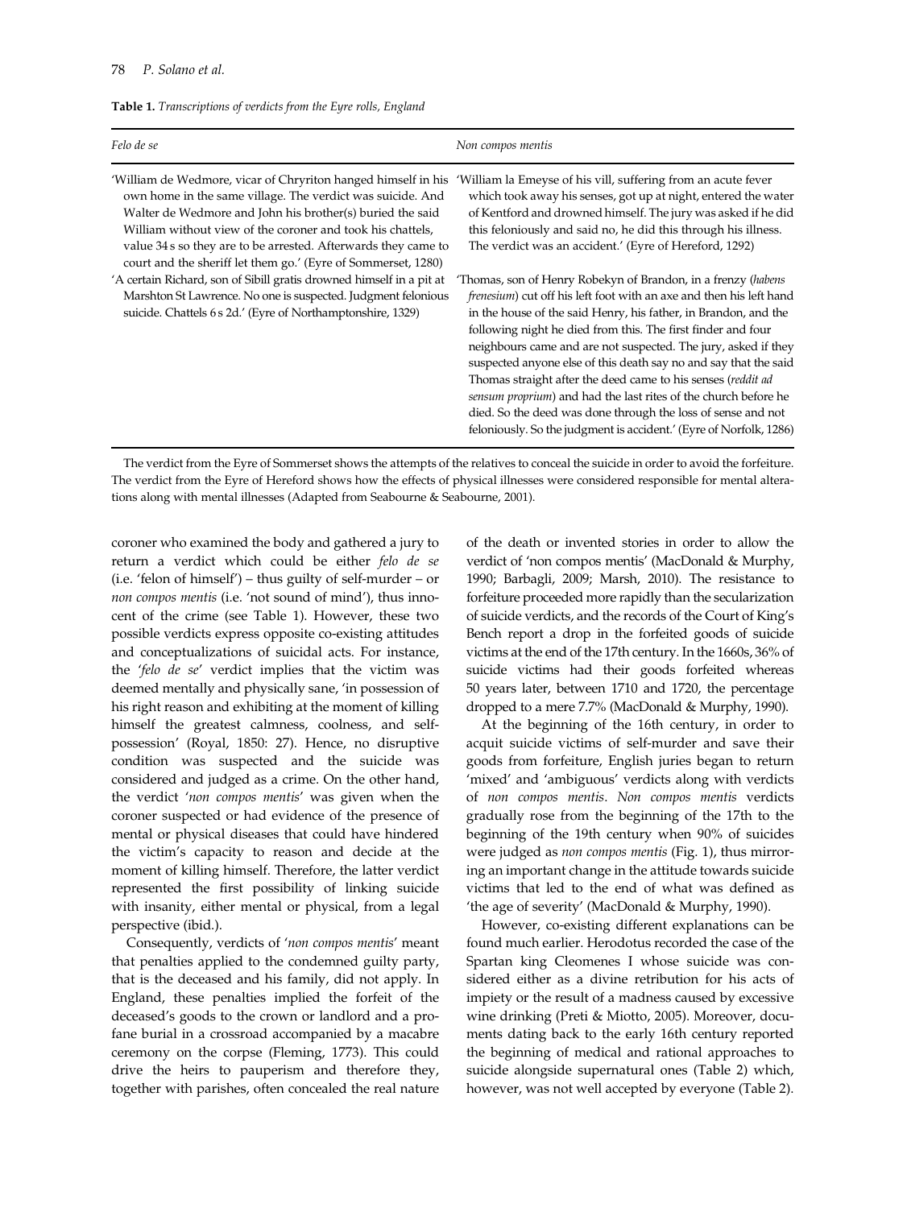**Table 1.** *Transcriptions of verdicts from the Eyre rolls, England*

| *Felo de se* | *Non compos mentis* |
|---|---|
| 'William de Wedmore, vicar of Chryriton hanged himself in his own home in the same village. The verdict was suicide. And Walter de Wedmore and John his brother(s) buried the said William without view of the coroner and took his chattels, value 34 s so they are to be arrested. Afterwards they came to court and the sheriff let them go.' (Eyre of Sommerset, 1280) | 'William la Emeyse of his vill, suffering from an acute fever which took away his senses, got up at night, entered the water of Kentford and drowned himself. The jury was asked if he did this feloniously and said no, he did this through his illness. The verdict was an accident.' (Eyre of Hereford, 1292) |
| 'A certain Richard, son of Sibill gratis drowned himself in a pit at Marshton St Lawrence. No one is suspected. Judgment felonious suicide. Chattels 6 s 2d.' (Eyre of Northamptonshire, 1329) | 'Thomas, son of Henry Robekyn of Brandon, in a frenzy (*habens frenesium*) cut off his left foot with an axe and then his left hand in the house of the said Henry, his father, in Brandon, and the following night he died from this. The first finder and four neighbours came and are not suspected. The jury, asked if they suspected anyone else of this death say no and say that the said Thomas straight after the deed came to his senses (*reddit ad sensum proprium*) and had the last rites of the church before he died. So the deed was done through the loss of sense and not feloniously. So the judgment is accident.' (Eyre of Norfolk, 1286) |

The verdict from the Eyre of Sommerset shows the attempts of the relatives to conceal the suicide in order to avoid the forfeiture. The verdict from the Eyre of Hereford shows how the effects of physical illnesses were considered responsible for mental alterations along with mental illnesses (Adapted from Seabourne & Seabourne, 2001).

coroner who examined the body and gathered a jury to return a verdict which could be either *felo de se* (i.e. 'felon of himself') – thus guilty of self-murder – or *non compos mentis* (i.e. 'not sound of mind'), thus innocent of the crime (see Table 1). However, these two possible verdicts express opposite co-existing attitudes and conceptualizations of suicidal acts. For instance, the '*felo de se*' verdict implies that the victim was deemed mentally and physically sane, 'in possession of his right reason and exhibiting at the moment of killing himself the greatest calmness, coolness, and self-possession' (Royal, 1850: 27). Hence, no disruptive condition was suspected and the suicide was considered and judged as a crime. On the other hand, the verdict '*non compos mentis*' was given when the coroner suspected or had evidence of the presence of mental or physical diseases that could have hindered the victim's capacity to reason and decide at the moment of killing himself. Therefore, the latter verdict represented the first possibility of linking suicide with insanity, either mental or physical, from a legal perspective (ibid.).

Consequently, verdicts of '*non compos mentis*' meant that penalties applied to the condemned guilty party, that is the deceased and his family, did not apply. In England, these penalties implied the forfeit of the deceased's goods to the crown or landlord and a profane burial in a crossroad accompanied by a macabre ceremony on the corpse (Fleming, 1773). This could drive the heirs to pauperism and therefore they, together with parishes, often concealed the real nature of the death or invented stories in order to allow the verdict of 'non compos mentis' (MacDonald & Murphy, 1990; Barbagli, 2009; Marsh, 2010). The resistance to forfeiture proceeded more rapidly than the secularization of suicide verdicts, and the records of the Court of King's Bench report a drop in the forfeited goods of suicide victims at the end of the 17th century. In the 1660s, 36% of suicide victims had their goods forfeited whereas 50 years later, between 1710 and 1720, the percentage dropped to a mere 7.7% (MacDonald & Murphy, 1990).

At the beginning of the 16th century, in order to acquit suicide victims of self-murder and save their goods from forfeiture, English juries began to return 'mixed' and 'ambiguous' verdicts along with verdicts of *non compos mentis*. *Non compos mentis* verdicts gradually rose from the beginning of the 17th to the beginning of the 19th century when 90% of suicides were judged as *non compos mentis* (Fig. 1), thus mirroring an important change in the attitude towards suicide victims that led to the end of what was defined as 'the age of severity' (MacDonald & Murphy, 1990).

However, co-existing different explanations can be found much earlier. Herodotus recorded the case of the Spartan king Cleomenes I whose suicide was considered either as a divine retribution for his acts of impiety or the result of a madness caused by excessive wine drinking (Preti & Miotto, 2005). Moreover, documents dating back to the early 16th century reported the beginning of medical and rational approaches to suicide alongside supernatural ones (Table 2) which, however, was not well accepted by everyone (Table 2).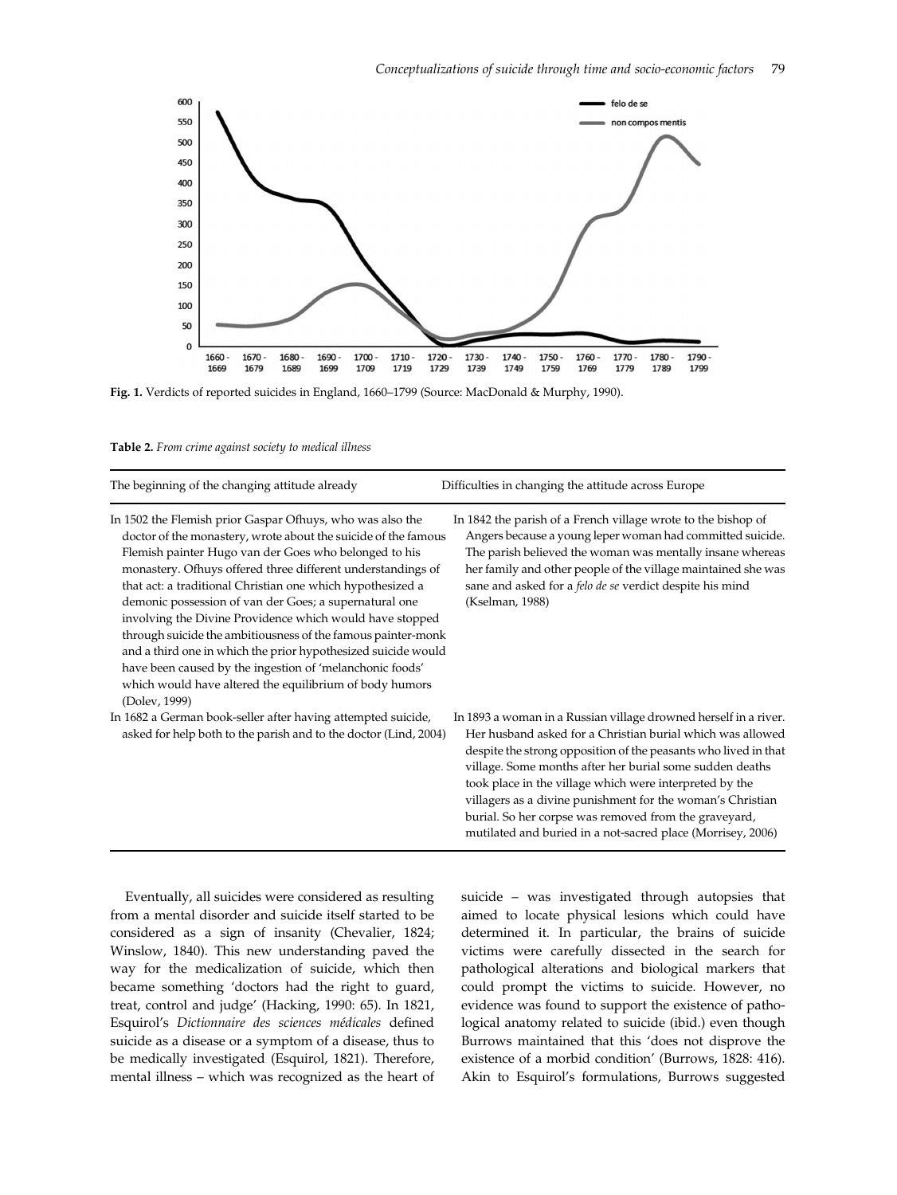Fig. 1. Verdicts of reported suicides in England, 1660–1799 (Source: MacDonald & Murphy, 1990).

**Table 2.** *From crime against society to medical illness*

| The beginning of the changing attitude already | Difficulties in changing the attitude across Europe |
|---|---|
| In 1502 the Flemish prior Gaspar Ofhuys, who was also the doctor of the monastery, wrote about the suicide of the famous Flemish painter Hugo van der Goes who belonged to his monastery. Ofhuys offered three different understandings of that act: a traditional Christian one which hypothesized a demonic possession of van der Goes; a supernatural one involving the Divine Providence which would have stopped through suicide the ambitiousness of the famous painter-monk and a third one in which the prior hypothesized suicide would have been caused by the ingestion of 'melanchonic foods' which would have altered the equilibrium of body humors (Dolev, 1999) | In 1842 the parish of a French village wrote to the bishop of Angers because a young leper woman had committed suicide. The parish believed the woman was mentally insane whereas her family and other people of the village maintained she was sane and asked for a *felo de se* verdict despite his mind (Kselman, 1988) |
| In 1682 a German book-seller after having attempted suicide, asked for help both to the parish and to the doctor (Lind, 2004) | In 1893 a woman in a Russian village drowned herself in a river. Her husband asked for a Christian burial which was allowed despite the strong opposition of the peasants who lived in that village. Some months after her burial some sudden deaths took place in the village which were interpreted by the villagers as a divine punishment for the woman's Christian burial. So her corpse was removed from the graveyard, mutilated and buried in a not-sacred place (Morrisey, 2006) |

Eventually, all suicides were considered as resulting from a mental disorder and suicide itself started to be considered as a sign of insanity (Chevalier, 1824; Winslow, 1840). This new understanding paved the way for the medicalization of suicide, which then became something 'doctors had the right to guard, treat, control and judge' (Hacking, 1990: 65). In 1821, Esquirol's *Dictionnaire des sciences médicales* defined suicide as a disease or a symptom of a disease, thus to be medically investigated (Esquirol, 1821). Therefore, mental illness – which was recognized as the heart of suicide – was investigated through autopsies that aimed to locate physical lesions which could have determined it. In particular, the brains of suicide victims were carefully dissected in the search for pathological alterations and biological markers that could prompt the victims to suicide. However, no evidence was found to support the existence of pathological anatomy related to suicide (ibid.) even though Burrows maintained that this 'does not disprove the existence of a morbid condition' (Burrows, 1828: 416). Akin to Esquirol's formulations, Burrows suggested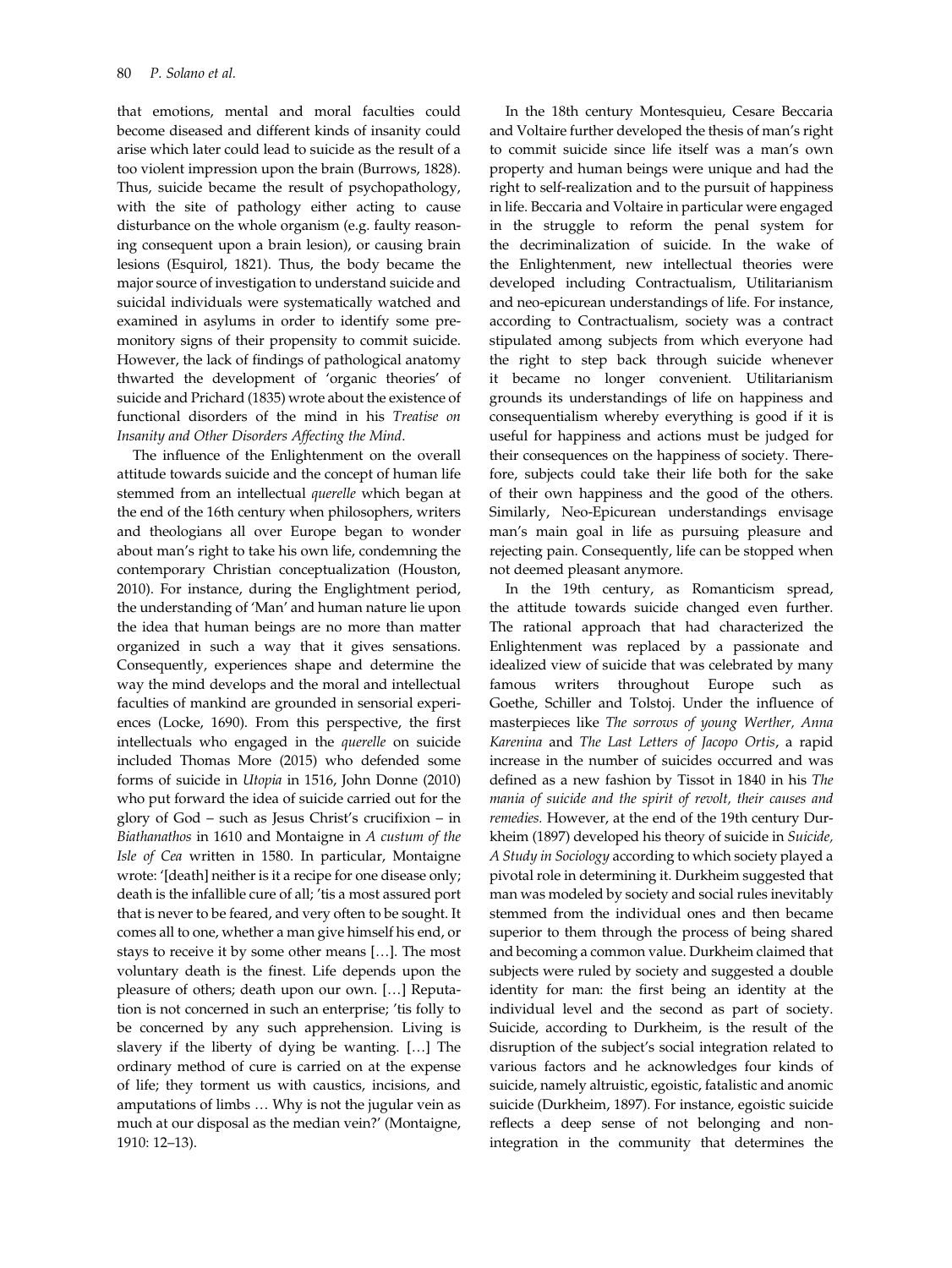that emotions, mental and moral faculties could become diseased and different kinds of insanity could arise which later could lead to suicide as the result of a too violent impression upon the brain (Burrows, 1828). Thus, suicide became the result of psychopathology, with the site of pathology either acting to cause disturbance on the whole organism (e.g. faulty reasoning consequent upon a brain lesion), or causing brain lesions (Esquirol, 1821). Thus, the body became the major source of investigation to understand suicide and suicidal individuals were systematically watched and examined in asylums in order to identify some premonitory signs of their propensity to commit suicide. However, the lack of findings of pathological anatomy thwarted the development of 'organic theories' of suicide and Prichard (1835) wrote about the existence of functional disorders of the mind in his *Treatise on Insanity and Other Disorders Affecting the Mind*.

The influence of the Enlightenment on the overall attitude towards suicide and the concept of human life stemmed from an intellectual *querelle* which began at the end of the 16th century when philosophers, writers and theologians all over Europe began to wonder about man's right to take his own life, condemning the contemporary Christian conceptualization (Houston, 2010). For instance, during the Englightment period, the understanding of 'Man' and human nature lie upon the idea that human beings are no more than matter organized in such a way that it gives sensations. Consequently, experiences shape and determine the way the mind develops and the moral and intellectual faculties of mankind are grounded in sensorial experiences (Locke, 1690). From this perspective, the first intellectuals who engaged in the *querelle* on suicide included Thomas More (2015) who defended some forms of suicide in *Utopia* in 1516, John Donne (2010) who put forward the idea of suicide carried out for the glory of God – such as Jesus Christ's crucifixion – in *Biathanathos* in 1610 and Montaigne in *A custum of the Isle of Cea* written in 1580. In particular, Montaigne wrote: '[death] neither is it a recipe for one disease only; death is the infallible cure of all; 'tis a most assured port that is never to be feared, and very often to be sought. It comes all to one, whether a man give himself his end, or stays to receive it by some other means […]. The most voluntary death is the finest. Life depends upon the pleasure of others; death upon our own. […] Reputation is not concerned in such an enterprise; 'tis folly to be concerned by any such apprehension. Living is slavery if the liberty of dying be wanting. […] The ordinary method of cure is carried on at the expense of life; they torment us with caustics, incisions, and amputations of limbs … Why is not the jugular vein as much at our disposal as the median vein?' (Montaigne, 1910: 12–13).

In the 18th century Montesquieu, Cesare Beccaria and Voltaire further developed the thesis of man's right to commit suicide since life itself was a man's own property and human beings were unique and had the right to self-realization and to the pursuit of happiness in life. Beccaria and Voltaire in particular were engaged in the struggle to reform the penal system for the decriminalization of suicide. In the wake of the Enlightenment, new intellectual theories were developed including Contractualism, Utilitarianism and neo-epicurean understandings of life. For instance, according to Contractualism, society was a contract stipulated among subjects from which everyone had the right to step back through suicide whenever it became no longer convenient. Utilitarianism grounds its understandings of life on happiness and consequentialism whereby everything is good if it is useful for happiness and actions must be judged for their consequences on the happiness of society. Therefore, subjects could take their life both for the sake of their own happiness and the good of the others. Similarly, Neo-Epicurean understandings envisage man's main goal in life as pursuing pleasure and rejecting pain. Consequently, life can be stopped when not deemed pleasant anymore.

In the 19th century, as Romanticism spread, the attitude towards suicide changed even further. The rational approach that had characterized the Enlightenment was replaced by a passionate and idealized view of suicide that was celebrated by many famous writers throughout Europe such as Goethe, Schiller and Tolstoj. Under the influence of masterpieces like *The sorrows of young Werther, Anna Karenina* and *The Last Letters of Jacopo Ortis*, a rapid increase in the number of suicides occurred and was defined as a new fashion by Tissot in 1840 in his *The mania of suicide and the spirit of revolt, their causes and remedies.* However, at the end of the 19th century Durkheim (1897) developed his theory of suicide in *Suicide, A Study in Sociology* according to which society played a pivotal role in determining it. Durkheim suggested that man was modeled by society and social rules inevitably stemmed from the individual ones and then became superior to them through the process of being shared and becoming a common value. Durkheim claimed that subjects were ruled by society and suggested a double identity for man: the first being an identity at the individual level and the second as part of society. Suicide, according to Durkheim, is the result of the disruption of the subject's social integration related to various factors and he acknowledges four kinds of suicide, namely altruistic, egoistic, fatalistic and anomic suicide (Durkheim, 1897). For instance, egoistic suicide reflects a deep sense of not belonging and non-integration in the community that determines the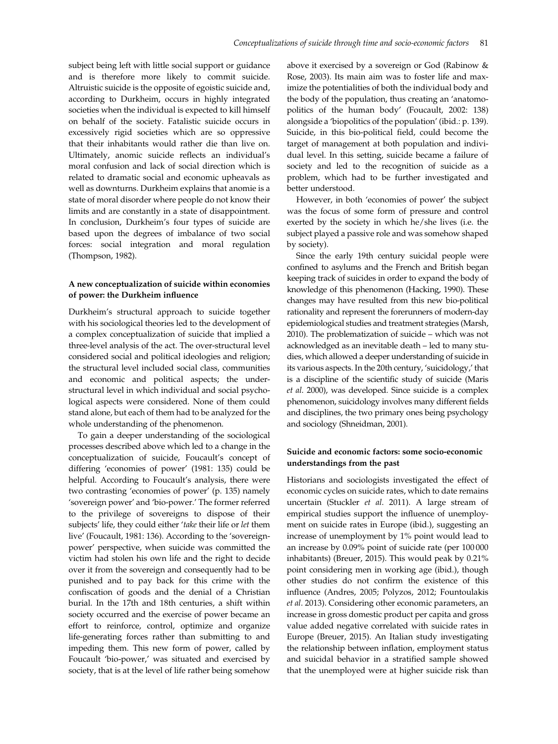subject being left with little social support or guidance and is therefore more likely to commit suicide. Altruistic suicide is the opposite of egoistic suicide and, according to Durkheim, occurs in highly integrated societies when the individual is expected to kill himself on behalf of the society. Fatalistic suicide occurs in excessively rigid societies which are so oppressive that their inhabitants would rather die than live on. Ultimately, anomic suicide reflects an individual's moral confusion and lack of social direction which is related to dramatic social and economic upheavals as well as downturns. Durkheim explains that anomie is a state of moral disorder where people do not know their limits and are constantly in a state of disappointment. In conclusion, Durkheim's four types of suicide are based upon the degrees of imbalance of two social forces: social integration and moral regulation (Thompson, 1982).

### A new conceptualization of suicide within economies of power: the Durkheim influence

Durkheim's structural approach to suicide together with his sociological theories led to the development of a complex conceptualization of suicide that implied a three-level analysis of the act. The over-structural level considered social and political ideologies and religion; the structural level included social class, communities and economic and political aspects; the under-structural level in which individual and social psychological aspects were considered. None of them could stand alone, but each of them had to be analyzed for the whole understanding of the phenomenon.

To gain a deeper understanding of the sociological processes described above which led to a change in the conceptualization of suicide, Foucault's concept of differing 'economies of power' (1981: 135) could be helpful. According to Foucault's analysis, there were two contrasting 'economies of power' (p. 135) namely 'sovereign power' and 'bio-power.' The former referred to the privilege of sovereigns to dispose of their subjects' life, they could either '*take* their life or *let* them live' (Foucault, 1981: 136). According to the 'sovereign-power' perspective, when suicide was committed the victim had stolen his own life and the right to decide over it from the sovereign and consequently had to be punished and to pay back for this crime with the confiscation of goods and the denial of a Christian burial. In the 17th and 18th centuries, a shift within society occurred and the exercise of power became an effort to reinforce, control, optimize and organize life-generating forces rather than submitting to and impeding them. This new form of power, called by Foucault 'bio-power,' was situated and exercised by society, that is at the level of life rather being somehow above it exercised by a sovereign or God (Rabinow & Rose, 2003). Its main aim was to foster life and maximize the potentialities of both the individual body and the body of the population, thus creating an 'anatomo-politics of the human body' (Foucault, 2002: 138) alongside a 'biopolitics of the population' (ibid.: p. 139). Suicide, in this bio-political field, could become the target of management at both population and individual level. In this setting, suicide became a failure of society and led to the recognition of suicide as a problem, which had to be further investigated and better understood.

However, in both 'economies of power' the subject was the focus of some form of pressure and control exerted by the society in which he/she lives (i.e. the subject played a passive role and was somehow shaped by society).

Since the early 19th century suicidal people were confined to asylums and the French and British began keeping track of suicides in order to expand the body of knowledge of this phenomenon (Hacking, 1990). These changes may have resulted from this new bio-political rationality and represent the forerunners of modern-day epidemiological studies and treatment strategies (Marsh, 2010). The problematization of suicide – which was not acknowledged as an inevitable death – led to many studies, which allowed a deeper understanding of suicide in its various aspects. In the 20th century, 'suicidology,' that is a discipline of the scientific study of suicide (Maris *et al*. 2000), was developed. Since suicide is a complex phenomenon, suicidology involves many different fields and disciplines, the two primary ones being psychology and sociology (Shneidman, 2001).

### Suicide and economic factors: some socio-economic understandings from the past

Historians and sociologists investigated the effect of economic cycles on suicide rates, which to date remains uncertain (Stuckler *et al*. 2011). A large stream of empirical studies support the influence of unemployment on suicide rates in Europe (ibid.), suggesting an increase of unemployment by 1% point would lead to an increase by 0.09% point of suicide rate (per 100 000 inhabitants) (Breuer, 2015). This would peak by 0.21% point considering men in working age (ibid.), though other studies do not confirm the existence of this influence (Andres, 2005; Polyzos, 2012; Fountoulakis *et al*. 2013). Considering other economic parameters, an increase in gross domestic product per capita and gross value added negative correlated with suicide rates in Europe (Breuer, 2015). An Italian study investigating the relationship between inflation, employment status and suicidal behavior in a stratified sample showed that the unemployed were at higher suicide risk than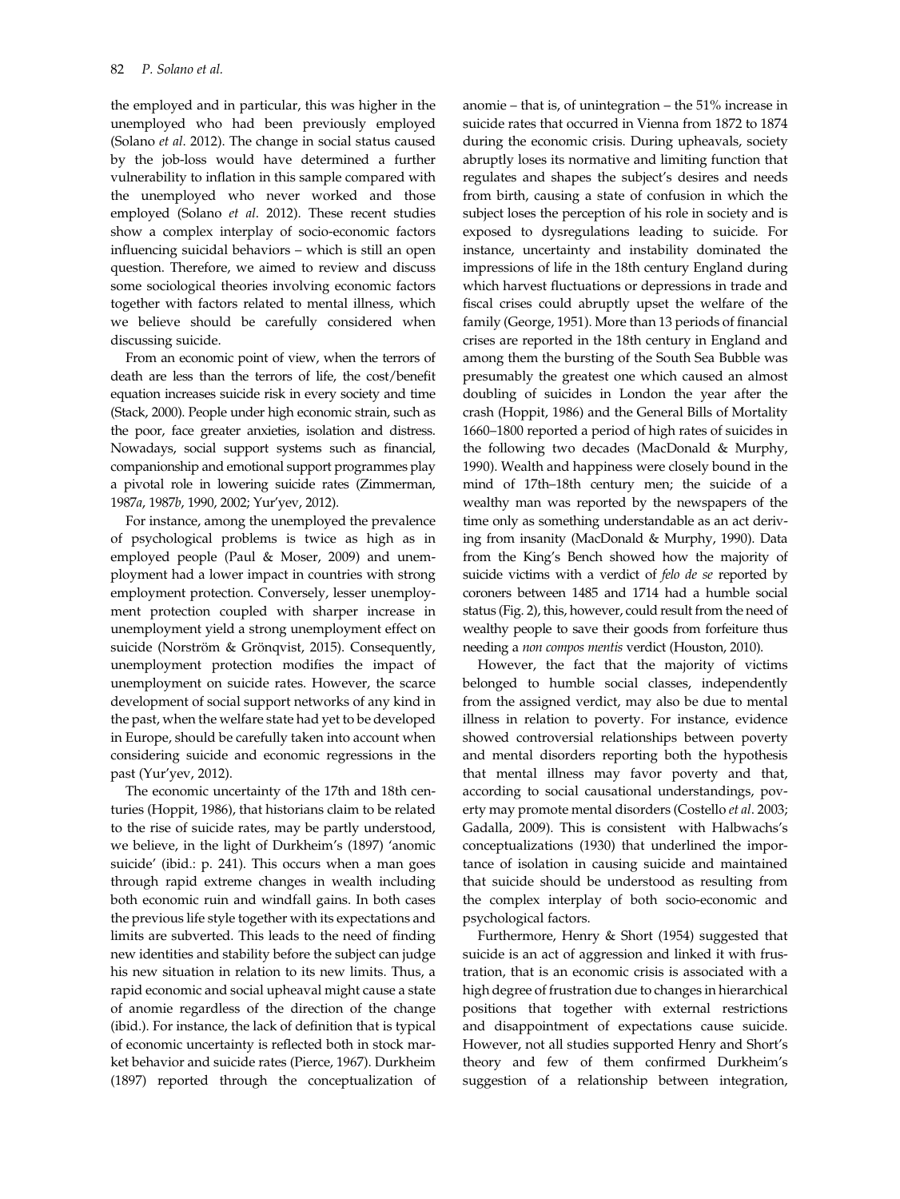the employed and in particular, this was higher in the unemployed who had been previously employed (Solano *et al*. 2012). The change in social status caused by the job-loss would have determined a further vulnerability to inflation in this sample compared with the unemployed who never worked and those employed (Solano *et al*. 2012). These recent studies show a complex interplay of socio-economic factors influencing suicidal behaviors – which is still an open question. Therefore, we aimed to review and discuss some sociological theories involving economic factors together with factors related to mental illness, which we believe should be carefully considered when discussing suicide.

From an economic point of view, when the terrors of death are less than the terrors of life, the cost/benefit equation increases suicide risk in every society and time (Stack, 2000). People under high economic strain, such as the poor, face greater anxieties, isolation and distress. Nowadays, social support systems such as financial, companionship and emotional support programmes play a pivotal role in lowering suicide rates (Zimmerman, 1987*a*, 1987*b*, 1990, 2002; Yur'yev, 2012).

For instance, among the unemployed the prevalence of psychological problems is twice as high as in employed people (Paul & Moser, 2009) and unemployment had a lower impact in countries with strong employment protection. Conversely, lesser unemployment protection coupled with sharper increase in unemployment yield a strong unemployment effect on suicide (Norström & Grönqvist, 2015). Consequently, unemployment protection modifies the impact of unemployment on suicide rates. However, the scarce development of social support networks of any kind in the past, when the welfare state had yet to be developed in Europe, should be carefully taken into account when considering suicide and economic regressions in the past (Yur'yev, 2012).

The economic uncertainty of the 17th and 18th centuries (Hoppit, 1986), that historians claim to be related to the rise of suicide rates, may be partly understood, we believe, in the light of Durkheim's (1897) 'anomic suicide' (ibid.: p. 241). This occurs when a man goes through rapid extreme changes in wealth including both economic ruin and windfall gains. In both cases the previous life style together with its expectations and limits are subverted. This leads to the need of finding new identities and stability before the subject can judge his new situation in relation to its new limits. Thus, a rapid economic and social upheaval might cause a state of anomie regardless of the direction of the change (ibid.). For instance, the lack of definition that is typical of economic uncertainty is reflected both in stock market behavior and suicide rates (Pierce, 1967). Durkheim (1897) reported through the conceptualization of anomie – that is, of unintegration – the 51% increase in suicide rates that occurred in Vienna from 1872 to 1874 during the economic crisis. During upheavals, society abruptly loses its normative and limiting function that regulates and shapes the subject's desires and needs from birth, causing a state of confusion in which the subject loses the perception of his role in society and is exposed to dysregulations leading to suicide. For instance, uncertainty and instability dominated the impressions of life in the 18th century England during which harvest fluctuations or depressions in trade and fiscal crises could abruptly upset the welfare of the family (George, 1951). More than 13 periods of financial crises are reported in the 18th century in England and among them the bursting of the South Sea Bubble was presumably the greatest one which caused an almost doubling of suicides in London the year after the crash (Hoppit, 1986) and the General Bills of Mortality 1660–1800 reported a period of high rates of suicides in the following two decades (MacDonald & Murphy, 1990). Wealth and happiness were closely bound in the mind of 17th–18th century men; the suicide of a wealthy man was reported by the newspapers of the time only as something understandable as an act deriving from insanity (MacDonald & Murphy, 1990). Data from the King's Bench showed how the majority of suicide victims with a verdict of *felo de se* reported by coroners between 1485 and 1714 had a humble social status (Fig. 2), this, however, could result from the need of wealthy people to save their goods from forfeiture thus needing a *non compos mentis* verdict (Houston, 2010).

However, the fact that the majority of victims belonged to humble social classes, independently from the assigned verdict, may also be due to mental illness in relation to poverty. For instance, evidence showed controversial relationships between poverty and mental disorders reporting both the hypothesis that mental illness may favor poverty and that, according to social causational understandings, poverty may promote mental disorders (Costello *et al*. 2003; Gadalla, 2009). This is consistent with Halbwachs's conceptualizations (1930) that underlined the importance of isolation in causing suicide and maintained that suicide should be understood as resulting from the complex interplay of both socio-economic and psychological factors.

Furthermore, Henry & Short (1954) suggested that suicide is an act of aggression and linked it with frustration, that is an economic crisis is associated with a high degree of frustration due to changes in hierarchical positions that together with external restrictions and disappointment of expectations cause suicide. However, not all studies supported Henry and Short's theory and few of them confirmed Durkheim's suggestion of a relationship between integration,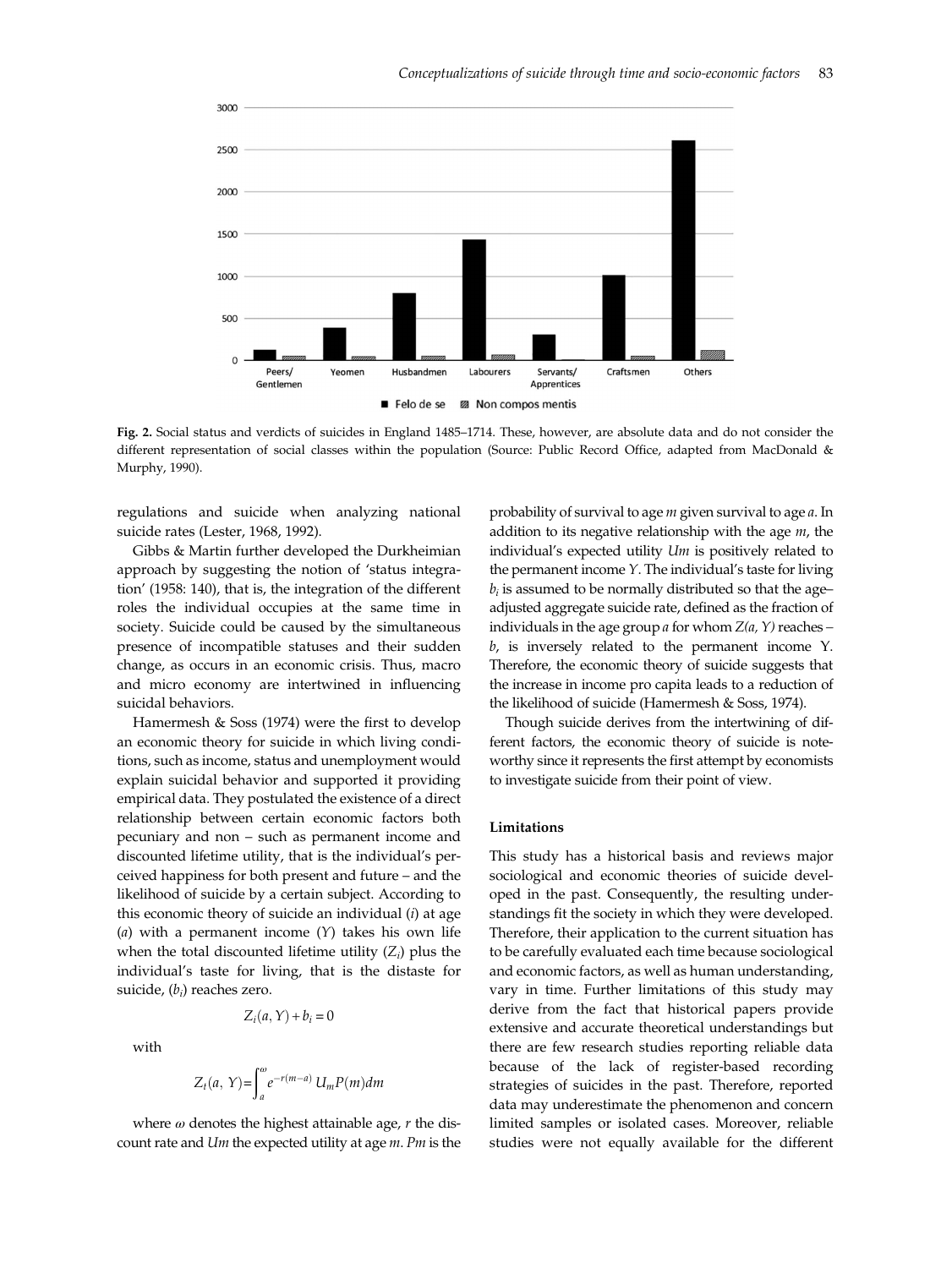**Fig. 2.** Social status and verdicts of suicides in England 1485–1714. These, however, are absolute data and do not consider the different representation of social classes within the population (Source: Public Record Office, adapted from MacDonald & Murphy, 1990).

regulations and suicide when analyzing national suicide rates (Lester, 1968, 1992).

Gibbs & Martin further developed the Durkheimian approach by suggesting the notion of 'status integration' (1958: 140), that is, the integration of the different roles the individual occupies at the same time in society. Suicide could be caused by the simultaneous presence of incompatible statuses and their sudden change, as occurs in an economic crisis. Thus, macro and micro economy are intertwined in influencing suicidal behaviors.

Hamermesh & Soss (1974) were the first to develop an economic theory for suicide in which living conditions, such as income, status and unemployment would explain suicidal behavior and supported it providing empirical data. They postulated the existence of a direct relationship between certain economic factors both pecuniary and non – such as permanent income and discounted lifetime utility, that is the individual's perceived happiness for both present and future – and the likelihood of suicide by a certain subject. According to this economic theory of suicide an individual ($i$) at age ($a$) with a permanent income ($Y$) takes his own life when the total discounted lifetime utility ($Z_i$) plus the individual's taste for living, that is the distaste for suicide, ($b_i$) reaches zero.

$$Z_i(a, Y) + b_i = 0$$

with

$$Z_t(a, Y) = \int_a^{\omega} e^{-r(m-a)}\, U_m P(m) dm$$

where $\omega$ denotes the highest attainable age, $r$ the discount rate and $Um$ the expected utility at age $m$. $Pm$ is the probability of survival to age $m$ given survival to age $a$. In addition to its negative relationship with the age $m$, the individual's expected utility $Um$ is positively related to the permanent income $Y$. The individual's taste for living $b_i$ is assumed to be normally distributed so that the age–adjusted aggregate suicide rate, defined as the fraction of individuals in the age group $a$ for whom $Z(a, Y)$ reaches $-b$, is inversely related to the permanent income Y. Therefore, the economic theory of suicide suggests that the increase in income pro capita leads to a reduction of the likelihood of suicide (Hamermesh & Soss, 1974).

Though suicide derives from the intertwining of different factors, the economic theory of suicide is noteworthy since it represents the first attempt by economists to investigate suicide from their point of view.

## Limitations

This study has a historical basis and reviews major sociological and economic theories of suicide developed in the past. Consequently, the resulting understandings fit the society in which they were developed. Therefore, their application to the current situation has to be carefully evaluated each time because sociological and economic factors, as well as human understanding, vary in time. Further limitations of this study may derive from the fact that historical papers provide extensive and accurate theoretical understandings but there are few research studies reporting reliable data because of the lack of register-based recording strategies of suicides in the past. Therefore, reported data may underestimate the phenomenon and concern limited samples or isolated cases. Moreover, reliable studies were not equally available for the different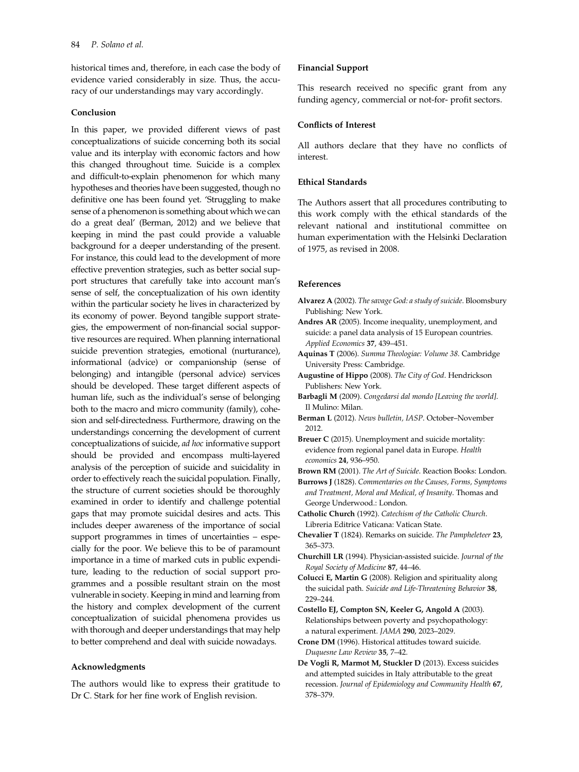historical times and, therefore, in each case the body of evidence varied considerably in size. Thus, the accuracy of our understandings may vary accordingly.

### Conclusion

In this paper, we provided different views of past conceptualizations of suicide concerning both its social value and its interplay with economic factors and how this changed throughout time. Suicide is a complex and difficult-to-explain phenomenon for which many hypotheses and theories have been suggested, though no definitive one has been found yet. 'Struggling to make sense of a phenomenon is something about which we can do a great deal' (Berman, 2012) and we believe that keeping in mind the past could provide a valuable background for a deeper understanding of the present. For instance, this could lead to the development of more effective prevention strategies, such as better social support structures that carefully take into account man's sense of self, the conceptualization of his own identity within the particular society he lives in characterized by its economy of power. Beyond tangible support strategies, the empowerment of non-financial social supportive resources are required. When planning international suicide prevention strategies, emotional (nurturance), informational (advice) or companionship (sense of belonging) and intangible (personal advice) services should be developed. These target different aspects of human life, such as the individual's sense of belonging both to the macro and micro community (family), cohesion and self-directedness. Furthermore, drawing on the understandings concerning the development of current conceptualizations of suicide, *ad hoc* informative support should be provided and encompass multi-layered analysis of the perception of suicide and suicidality in order to effectively reach the suicidal population. Finally, the structure of current societies should be thoroughly examined in order to identify and challenge potential gaps that may promote suicidal desires and acts. This includes deeper awareness of the importance of social support programmes in times of uncertainties – especially for the poor. We believe this to be of paramount importance in a time of marked cuts in public expenditure, leading to the reduction of social support programmes and a possible resultant strain on the most vulnerable in society. Keeping in mind and learning from the history and complex development of the current conceptualization of suicidal phenomena provides us with thorough and deeper understandings that may help to better comprehend and deal with suicide nowadays.

### Acknowledgments

The authors would like to express their gratitude to Dr C. Stark for her fine work of English revision.

### Financial Support

This research received no specific grant from any funding agency, commercial or not-for- profit sectors.

### Conflicts of Interest

All authors declare that they have no conflicts of interest.

### Ethical Standards

The Authors assert that all procedures contributing to this work comply with the ethical standards of the relevant national and institutional committee on human experimentation with the Helsinki Declaration of 1975, as revised in 2008.

### References

**Alvarez A** (2002). *The savage God: a study of suicide*. Bloomsbury Publishing: New York.

**Andres AR** (2005). Income inequality, unemployment, and suicide: a panel data analysis of 15 European countries. *Applied Economics* **37**, 439–451.

**Aquinas T** (2006). *Summa Theologiae: Volume 38*. Cambridge University Press: Cambridge.

**Augustine of Hippo** (2008). *The City of God*. Hendrickson Publishers: New York.

**Barbagli M** (2009). *Congedarsi dal mondo [Leaving the world]*. Il Mulino: Milan.

**Berman L** (2012). *News bulletin, IASP*. October–November 2012.

**Breuer C** (2015). Unemployment and suicide mortality: evidence from regional panel data in Europe. *Health economics* **24**, 936–950.

**Brown RM** (2001). *The Art of Suicide*. Reaction Books: London.

**Burrows J** (1828). *Commentaries on the Causes, Forms, Symptoms and Treatment, Moral and Medical, of Insanity*. Thomas and George Underwood.: London.

**Catholic Church** (1992). *Catechism of the Catholic Church*. Libreria Editrice Vaticana: Vatican State.

**Chevalier T** (1824). Remarks on suicide. *The Pampheleteer* **23**, 365–373.

**Churchill LR** (1994). Physician-assisted suicide. *Journal of the Royal Society of Medicine* **87**, 44–46.

**Colucci E, Martin G** (2008). Religion and spirituality along the suicidal path. *Suicide and Life-Threatening Behavior* **38**, 229–244.

**Costello EJ, Compton SN, Keeler G, Angold A** (2003). Relationships between poverty and psychopathology: a natural experiment. *JAMA* **290**, 2023–2029.

**Crone DM** (1996). Historical attitudes toward suicide. *Duquesne Law Review* **35**, 7–42.

**De Vogli R, Marmot M, Stuckler D** (2013). Excess suicides and attempted suicides in Italy attributable to the great recession. *Journal of Epidemiology and Community Health* **67**, 378–379.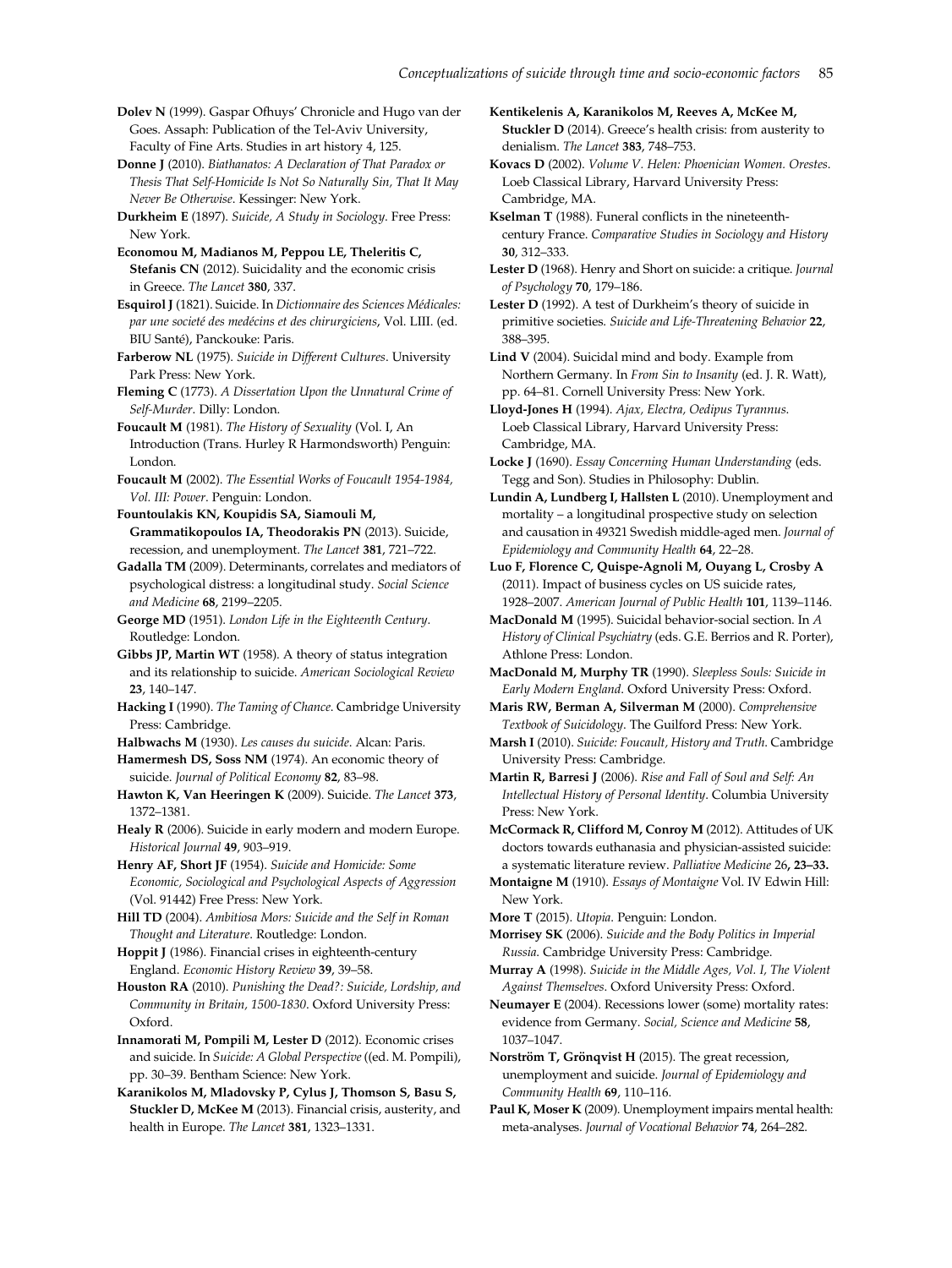**Dolev N** (1999). Gaspar Ofhuys' Chronicle and Hugo van der Goes. Assaph: Publication of the Tel-Aviv University, Faculty of Fine Arts. Studies in art history 4, 125.

**Donne J** (2010). *Biathanatos: A Declaration of That Paradox or Thesis That Self-Homicide Is Not So Naturally Sin, That It May Never Be Otherwise*. Kessinger: New York.

**Durkheim E** (1897). *Suicide, A Study in Sociology*. Free Press: New York.

**Economou M, Madianos M, Peppou LE, Theleritis C, Stefanis CN** (2012). Suicidality and the economic crisis in Greece. *The Lancet* **380**, 337.

**Esquirol J** (1821). Suicide. In *Dictionnaire des Sciences Médicales: par une societé des medécins et des chirurgiciens*, Vol. LIII. (ed. BIU Santé), Panckouke: Paris.

**Farberow NL** (1975). *Suicide in Different Cultures*. University Park Press: New York.

**Fleming C** (1773). *A Dissertation Upon the Unnatural Crime of Self-Murder*. Dilly: London.

**Foucault M** (1981). *The History of Sexuality* (Vol. I, An Introduction (Trans. Hurley R Harmondsworth) Penguin: London.

**Foucault M** (2002). *The Essential Works of Foucault 1954-1984, Vol. III: Power*. Penguin: London.

**Fountoulakis KN, Koupidis SA, Siamouli M, Grammatikopoulos IA, Theodorakis PN** (2013). Suicide, recession, and unemployment. *The Lancet* **381**, 721–722.

**Gadalla TM** (2009). Determinants, correlates and mediators of psychological distress: a longitudinal study. *Social Science and Medicine* **68**, 2199–2205.

**George MD** (1951). *London Life in the Eighteenth Century*. Routledge: London.

**Gibbs JP, Martin WT** (1958). A theory of status integration and its relationship to suicide. *American Sociological Review* **23**, 140–147.

**Hacking I** (1990). *The Taming of Chance*. Cambridge University Press: Cambridge.

**Halbwachs M** (1930). *Les causes du suicide*. Alcan: Paris.

**Hamermesh DS, Soss NM** (1974). An economic theory of suicide. *Journal of Political Economy* **82**, 83–98.

**Hawton K, Van Heeringen K** (2009). Suicide. *The Lancet* **373**, 1372–1381.

**Healy R** (2006). Suicide in early modern and modern Europe. *Historical Journal* **49**, 903–919.

**Henry AF, Short JF** (1954). *Suicide and Homicide: Some Economic, Sociological and Psychological Aspects of Aggression* (Vol. 91442) Free Press: New York.

**Hill TD** (2004). *Ambitiosa Mors: Suicide and the Self in Roman Thought and Literature*. Routledge: London.

**Hoppit J** (1986). Financial crises in eighteenth-century England. *Economic History Review* **39**, 39–58.

**Houston RA** (2010). *Punishing the Dead?: Suicide, Lordship, and Community in Britain, 1500-1830*. Oxford University Press: Oxford.

**Innamorati M, Pompili M, Lester D** (2012). Economic crises and suicide. In *Suicide: A Global Perspective* ((ed. M. Pompili), pp. 30–39. Bentham Science: New York.

**Karanikolos M, Mladovsky P, Cylus J, Thomson S, Basu S, Stuckler D, McKee M** (2013). Financial crisis, austerity, and health in Europe. *The Lancet* **381**, 1323–1331.

**Kentikelenis A, Karanikolos M, Reeves A, McKee M, Stuckler D** (2014). Greece's health crisis: from austerity to denialism. *The Lancet* **383**, 748–753.

**Kovacs D** (2002). *Volume V. Helen: Phoenician Women. Orestes*. Loeb Classical Library, Harvard University Press: Cambridge, MA.

**Kselman T** (1988). Funeral conflicts in the nineteenth-century France. *Comparative Studies in Sociology and History* **30**, 312–333.

**Lester D** (1968). Henry and Short on suicide: a critique. *Journal of Psychology* **70**, 179–186.

**Lester D** (1992). A test of Durkheim's theory of suicide in primitive societies. *Suicide and Life-Threatening Behavior* **22**, 388–395.

**Lind V** (2004). Suicidal mind and body. Example from Northern Germany. In *From Sin to Insanity* (ed. J. R. Watt), pp. 64–81. Cornell University Press: New York.

**Lloyd-Jones H** (1994). *Ajax, Electra, Oedipus Tyrannus*. Loeb Classical Library, Harvard University Press: Cambridge, MA.

**Locke J** (1690). *Essay Concerning Human Understanding* (eds. Tegg and Son). Studies in Philosophy: Dublin.

**Lundin A, Lundberg I, Hallsten L** (2010). Unemployment and mortality – a longitudinal prospective study on selection and causation in 49321 Swedish middle-aged men. *Journal of Epidemiology and Community Health* **64**, 22–28.

**Luo F, Florence C, Quispe-Agnoli M, Ouyang L, Crosby A** (2011). Impact of business cycles on US suicide rates, 1928–2007. *American Journal of Public Health* **101**, 1139–1146.

**MacDonald M** (1995). Suicidal behavior-social section. In *A History of Clinical Psychiatry* (eds. G.E. Berrios and R. Porter), Athlone Press: London.

**MacDonald M, Murphy TR** (1990). *Sleepless Souls: Suicide in Early Modern England*. Oxford University Press: Oxford.

**Maris RW, Berman A, Silverman M** (2000). *Comprehensive Textbook of Suicidology*. The Guilford Press: New York.

**Marsh I** (2010). *Suicide: Foucault, History and Truth*. Cambridge University Press: Cambridge.

**Martin R, Barresi J** (2006). *Rise and Fall of Soul and Self: An Intellectual History of Personal Identity*. Columbia University Press: New York.

**McCormack R, Clifford M, Conroy M** (2012). Attitudes of UK doctors towards euthanasia and physician-assisted suicide: a systematic literature review. *Palliative Medicine* 26**, 23–33.**

**Montaigne M** (1910). *Essays of Montaigne* Vol. IV Edwin Hill: New York.

**More T** (2015). *Utopia*. Penguin: London.

**Morrisey SK** (2006). *Suicide and the Body Politics in Imperial Russia*. Cambridge University Press: Cambridge.

**Murray A** (1998). *Suicide in the Middle Ages, Vol. I, The Violent Against Themselves*. Oxford University Press: Oxford.

**Neumayer E** (2004). Recessions lower (some) mortality rates: evidence from Germany. *Social, Science and Medicine* **58**, 1037–1047.

**Norström T, Grönqvist H** (2015). The great recession, unemployment and suicide. *Journal of Epidemiology and Community Health* **69**, 110–116.

**Paul K, Moser K** (2009). Unemployment impairs mental health: meta-analyses. *Journal of Vocational Behavior* **74**, 264–282.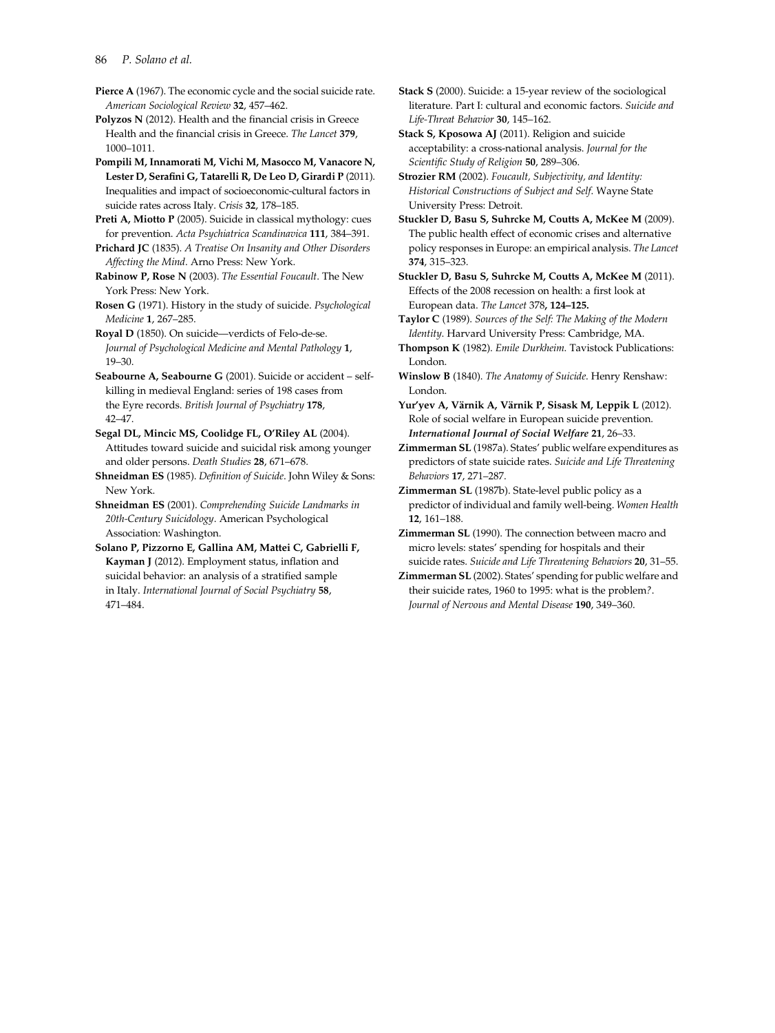**Pierce A** (1967). The economic cycle and the social suicide rate. *American Sociological Review* **32**, 457–462.

**Polyzos N** (2012). Health and the financial crisis in Greece Health and the financial crisis in Greece. *The Lancet* **379**, 1000–1011.

**Pompili M, Innamorati M, Vichi M, Masocco M, Vanacore N, Lester D, Serafini G, Tatarelli R, De Leo D, Girardi P** (2011). Inequalities and impact of socioeconomic-cultural factors in suicide rates across Italy. *Crisis* **32**, 178–185.

**Preti A, Miotto P** (2005). Suicide in classical mythology: cues for prevention. *Acta Psychiatrica Scandinavica* **111**, 384–391.

**Prichard JC** (1835). *A Treatise On Insanity and Other Disorders Affecting the Mind*. Arno Press: New York.

**Rabinow P, Rose N** (2003). *The Essential Foucault*. The New York Press: New York.

**Rosen G** (1971). History in the study of suicide. *Psychological Medicine* **1**, 267–285.

**Royal D** (1850). On suicide—verdicts of Felo-de-se. *Journal of Psychological Medicine and Mental Pathology* **1**, 19–30.

**Seabourne A, Seabourne G** (2001). Suicide or accident – self-killing in medieval England: series of 198 cases from the Eyre records. *British Journal of Psychiatry* **178**, 42–47.

**Segal DL, Mincic MS, Coolidge FL, O'Riley AL** (2004). Attitudes toward suicide and suicidal risk among younger and older persons. *Death Studies* **28**, 671–678.

**Shneidman ES** (1985). *Definition of Suicide*. John Wiley & Sons: New York.

**Shneidman ES** (2001). *Comprehending Suicide Landmarks in 20th-Century Suicidology*. American Psychological Association: Washington.

**Solano P, Pizzorno E, Gallina AM, Mattei C, Gabrielli F, Kayman J** (2012). Employment status, inflation and suicidal behavior: an analysis of a stratified sample in Italy. *International Journal of Social Psychiatry* **58**, 471–484.

**Stack S** (2000). Suicide: a 15-year review of the sociological literature. Part I: cultural and economic factors. *Suicide and Life-Threat Behavior* **30**, 145–162.

**Stack S, Kposowa AJ** (2011). Religion and suicide acceptability: a cross-national analysis. *Journal for the Scientific Study of Religion* **50**, 289–306.

**Strozier RM** (2002). *Foucault, Subjectivity, and Identity: Historical Constructions of Subject and Self*. Wayne State University Press: Detroit.

**Stuckler D, Basu S, Suhrcke M, Coutts A, McKee M** (2009). The public health effect of economic crises and alternative policy responses in Europe: an empirical analysis. *The Lancet* **374**, 315–323.

**Stuckler D, Basu S, Suhrcke M, Coutts A, McKee M** (2011). Effects of the 2008 recession on health: a first look at European data. *The Lancet* 378**, 124–125.**

**Taylor C** (1989). *Sources of the Self: The Making of the Modern Identity*. Harvard University Press: Cambridge, MA.

**Thompson K** (1982). *Emile Durkheim*. Tavistock Publications: London.

**Winslow B** (1840). *The Anatomy of Suicide*. Henry Renshaw: London.

**Yur'yev A, Värnik A, Värnik P, Sisask M, Leppik L** (2012). Role of social welfare in European suicide prevention. ***International Journal of Social Welfare*** **21**, 26–33.

**Zimmerman SL** (1987a). States' public welfare expenditures as predictors of state suicide rates. *Suicide and Life Threatening Behaviors* **17**, 271–287.

**Zimmerman SL** (1987b). State-level public policy as a predictor of individual and family well-being. *Women Health* **12**, 161–188.

**Zimmerman SL** (1990). The connection between macro and micro levels: states' spending for hospitals and their suicide rates. *Suicide and Life Threatening Behaviors* **20**, 31–55.

**Zimmerman SL** (2002). States' spending for public welfare and their suicide rates, 1960 to 1995: what is the problem?. *Journal of Nervous and Mental Disease* **190**, 349–360.